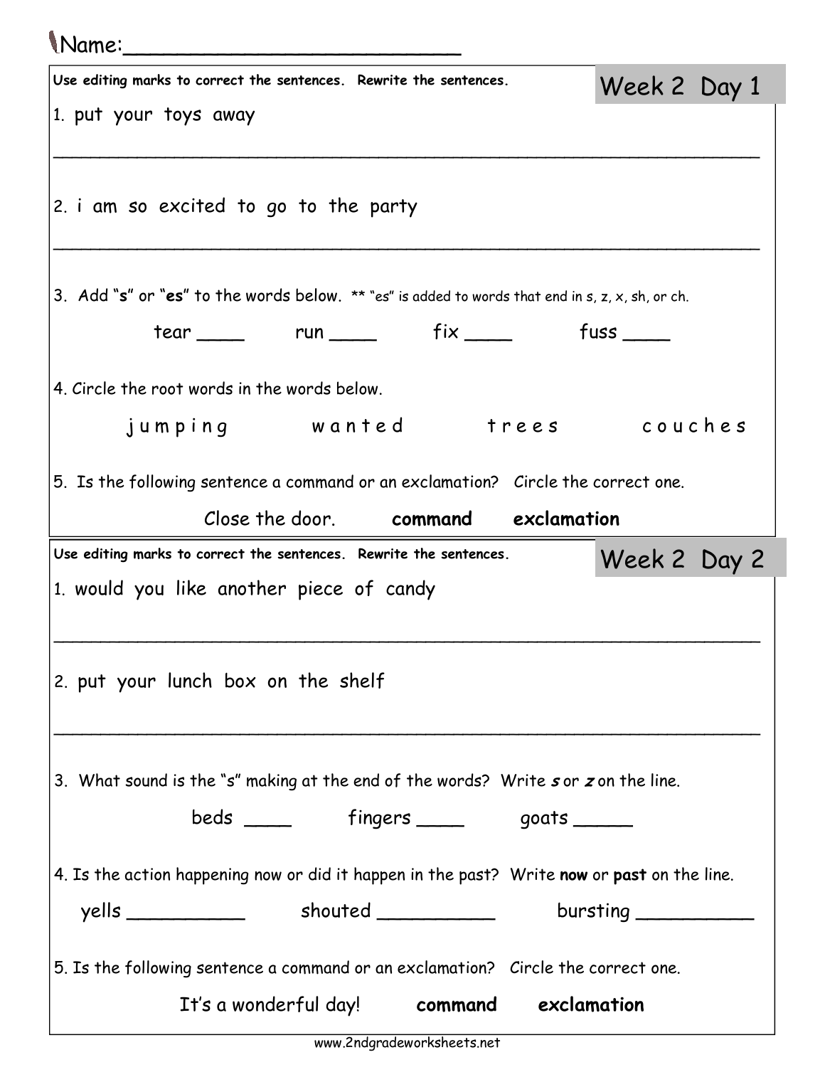Name:________________________

## Week 2 Day 1

**Use editing marks to correct the sentences. Rewrite the sentences.**

1. put your toys away

_______________________________________________________________

2. i am so excited to go to the party

_______________________________________________________________

3. Add "**s**" or "**es**" to the words below. ** "es" is added to words that end in s, z, x, sh, or ch.

tear ____ run ____ fix ____ fuss ____

4. Circle the root words in the words below.

j u m p i n g w a n t e d t r e e s c o u c h e s

5. Is the following sentence a command or an exclamation? Circle the correct one.

Close the door. **command** **exclamation**

## Week 2 Day 2

**Use editing marks to correct the sentences. Rewrite the sentences.**

1. would you like another piece of candy

_______________________________________________________________

2. put your lunch box on the shelf

_______________________________________________________________

3. What sound is the "s" making at the end of the words? Write ***s*** or ***z*** on the line.

beds ____ fingers ____ goats _____

4. Is the action happening now or did it happen in the past? Write **now** or **past** on the line.

yells __________ shouted __________ bursting __________

5. Is the following sentence a command or an exclamation? Circle the correct one.

It's a wonderful day! **command** **exclamation**

www.2ndgradeworksheets.net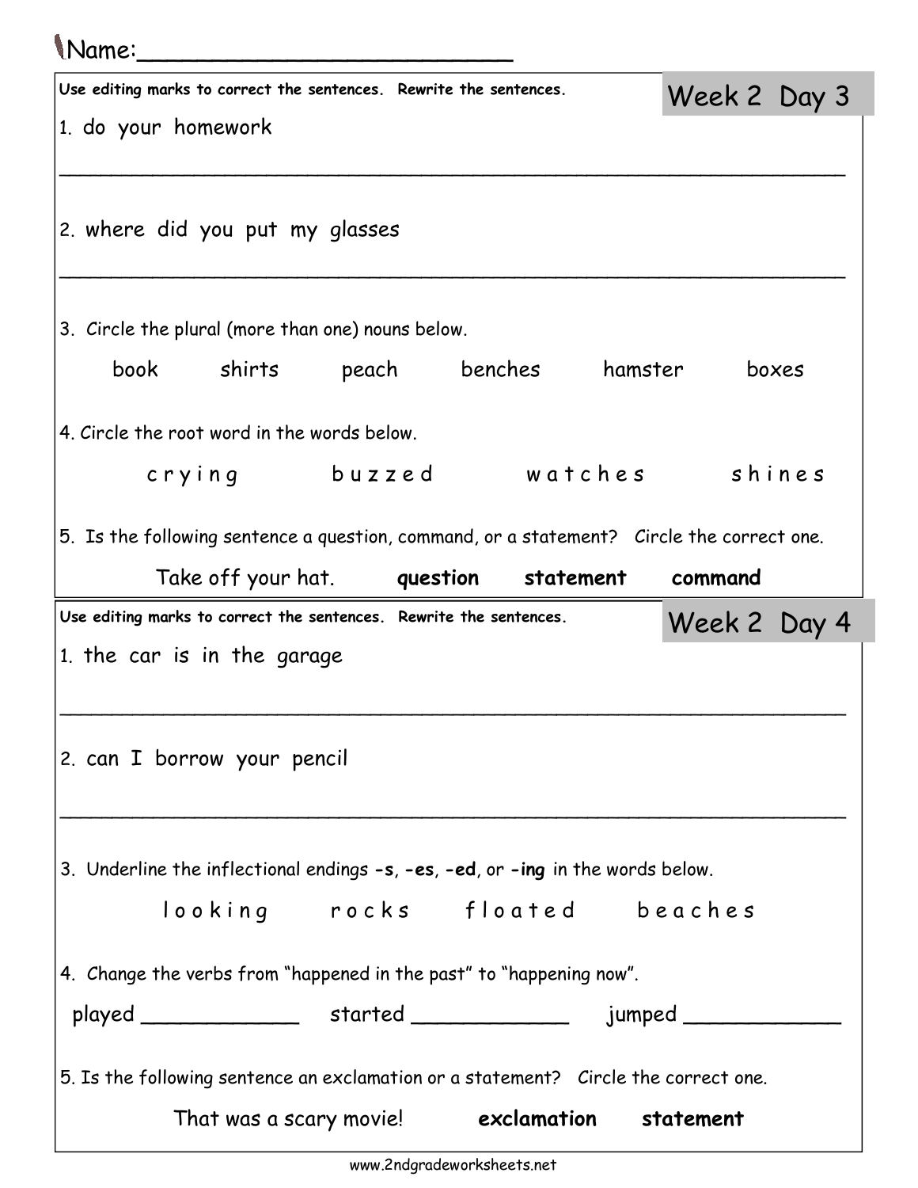Name:_________________________

## Week 2 Day 3

Use editing marks to correct the sentences. Rewrite the sentences.

1. do your homework

_______________________________________________________________

2. where did you put my glasses

_______________________________________________________________

3. Circle the plural (more than one) nouns below.

book shirts peach benches hamster boxes

4. Circle the root word in the words below.

c r y i n g b u z z e d w a t c h e s s h i n e s

5. Is the following sentence a question, command, or a statement? Circle the correct one.

Take off your hat. **question** **statement** **command**

## Week 2 Day 4

Use editing marks to correct the sentences. Rewrite the sentences.

1. the car is in the garage

_______________________________________________________________

2. can I borrow your pencil

_______________________________________________________________

3. Underline the inflectional endings **-s**, **-es**, **-ed**, or **-ing** in the words below.

l o o k i n g r o c k s f l o a t e d b e a c h e s

4. Change the verbs from "happened in the past" to "happening now".

played ____________ started ____________ jumped ____________

5. Is the following sentence an exclamation or a statement? Circle the correct one.

That was a scary movie! **exclamation** **statement**

www.2ndgradeworksheets.net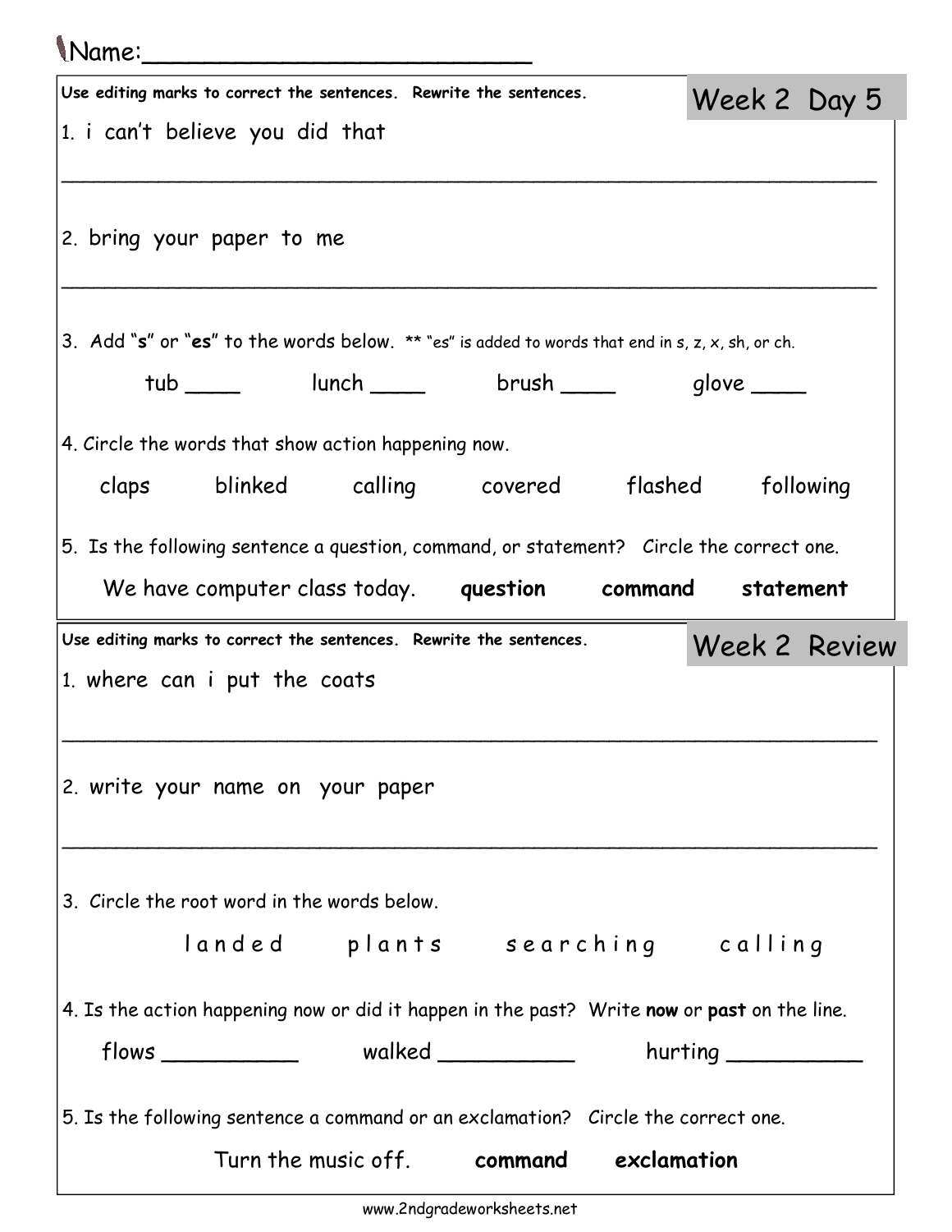Name:___________________________

## Week 2 Day 5

Use editing marks to correct the sentences. Rewrite the sentences.

1. i can't believe you did that

_______________________________________________________________

2. bring your paper to me

_______________________________________________________________

3. Add "**s**" or "**es**" to the words below. ** "es" is added to words that end in s, z, x, sh, or ch.

tub ____ lunch ____ brush ____ glove ____

4. Circle the words that show action happening now.

claps blinked calling covered flashed following

5. Is the following sentence a question, command, or statement? Circle the correct one.

We have computer class today. **question** **command** **statement**

## Week 2 Review

Use editing marks to correct the sentences. Rewrite the sentences.

1. where can i put the coats

_______________________________________________________________

2. write your name on your paper

_______________________________________________________________

3. Circle the root word in the words below.

l a n d e d p l a n t s s e a r c h i n g c a l l i n g

4. Is the action happening now or did it happen in the past? Write **now** or **past** on the line.

flows __________ walked __________ hurting __________

5. Is the following sentence a command or an exclamation? Circle the correct one.

Turn the music off. **command** **exclamation**

www.2ndgradeworksheets.net